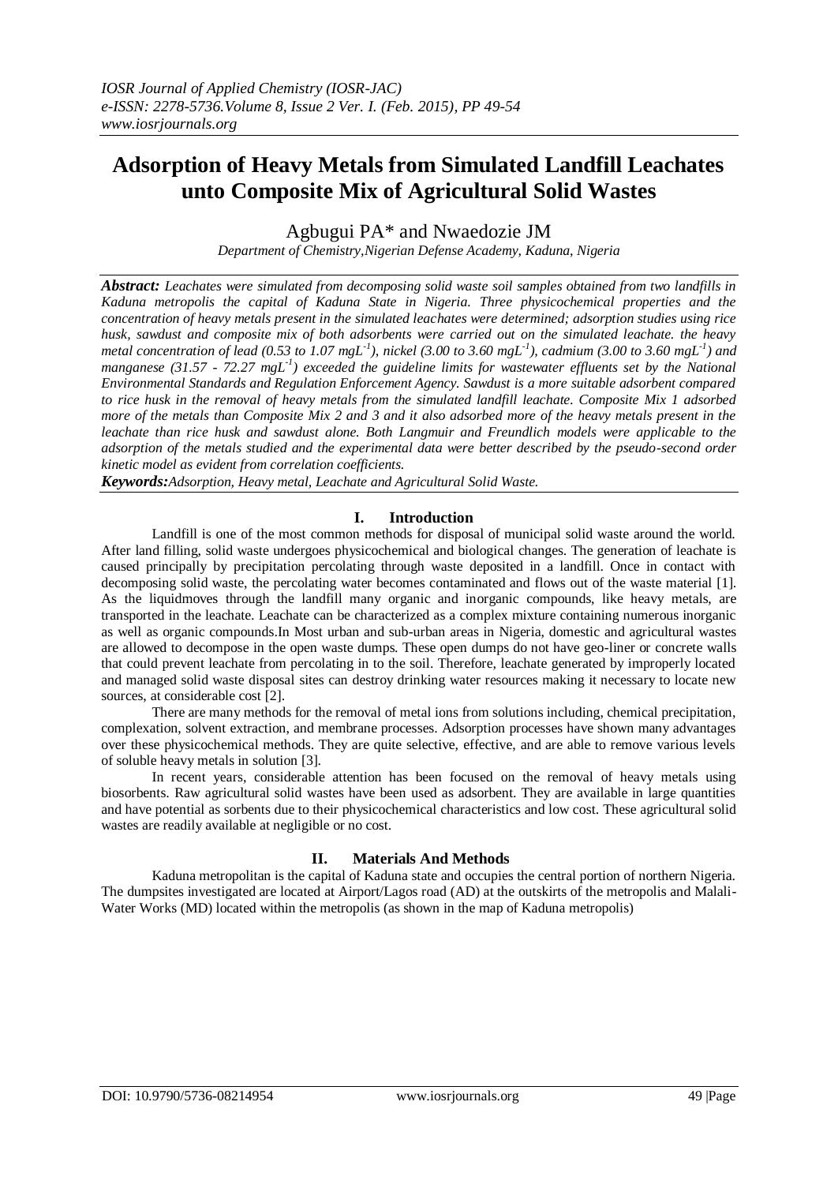# Adsorption of Heavy Metals from Simulated Landfill Leachates unto Composite Mix of Agricultural Solid Wastes

Agbugui PA* and Nwaedozie JM

*Department of Chemistry,Nigerian Defense Academy, Kaduna, Nigeria*

***Abstract:*** *Leachates were simulated from decomposing solid waste soil samples obtained from two landfills in Kaduna metropolis the capital of Kaduna State in Nigeria. Three physicochemical properties and the concentration of heavy metals present in the simulated leachates were determined; adsorption studies using rice husk, sawdust and composite mix of both adsorbents were carried out on the simulated leachate. the heavy metal concentration of lead (0.53 to 1.07 mgL$^{-1}$), nickel (3.00 to 3.60 mgL$^{-1}$), cadmium (3.00 to 3.60 mgL$^{-1}$) and manganese (31.57 - 72.27 mgL$^{-1}$) exceeded the guideline limits for wastewater effluents set by the National Environmental Standards and Regulation Enforcement Agency. Sawdust is a more suitable adsorbent compared to rice husk in the removal of heavy metals from the simulated landfill leachate. Composite Mix 1 adsorbed more of the metals than Composite Mix 2 and 3 and it also adsorbed more of the heavy metals present in the leachate than rice husk and sawdust alone. Both Langmuir and Freundlich models were applicable to the adsorption of the metals studied and the experimental data were better described by the pseudo-second order kinetic model as evident from correlation coefficients.*

***Keywords:****Adsorption, Heavy metal, Leachate and Agricultural Solid Waste.*

## I. Introduction

Landfill is one of the most common methods for disposal of municipal solid waste around the world. After land filling, solid waste undergoes physicochemical and biological changes. The generation of leachate is caused principally by precipitation percolating through waste deposited in a landfill. Once in contact with decomposing solid waste, the percolating water becomes contaminated and flows out of the waste material [1]. As the liquidmoves through the landfill many organic and inorganic compounds, like heavy metals, are transported in the leachate. Leachate can be characterized as a complex mixture containing numerous inorganic as well as organic compounds.In Most urban and sub-urban areas in Nigeria, domestic and agricultural wastes are allowed to decompose in the open waste dumps. These open dumps do not have geo-liner or concrete walls that could prevent leachate from percolating in to the soil. Therefore, leachate generated by improperly located and managed solid waste disposal sites can destroy drinking water resources making it necessary to locate new sources, at considerable cost [2].

There are many methods for the removal of metal ions from solutions including, chemical precipitation, complexation, solvent extraction, and membrane processes. Adsorption processes have shown many advantages over these physicochemical methods. They are quite selective, effective, and are able to remove various levels of soluble heavy metals in solution [3].

In recent years, considerable attention has been focused on the removal of heavy metals using biosorbents. Raw agricultural solid wastes have been used as adsorbent. They are available in large quantities and have potential as sorbents due to their physicochemical characteristics and low cost. These agricultural solid wastes are readily available at negligible or no cost.

## II. Materials And Methods

Kaduna metropolitan is the capital of Kaduna state and occupies the central portion of northern Nigeria. The dumpsites investigated are located at Airport/Lagos road (AD) at the outskirts of the metropolis and Malali-Water Works (MD) located within the metropolis (as shown in the map of Kaduna metropolis)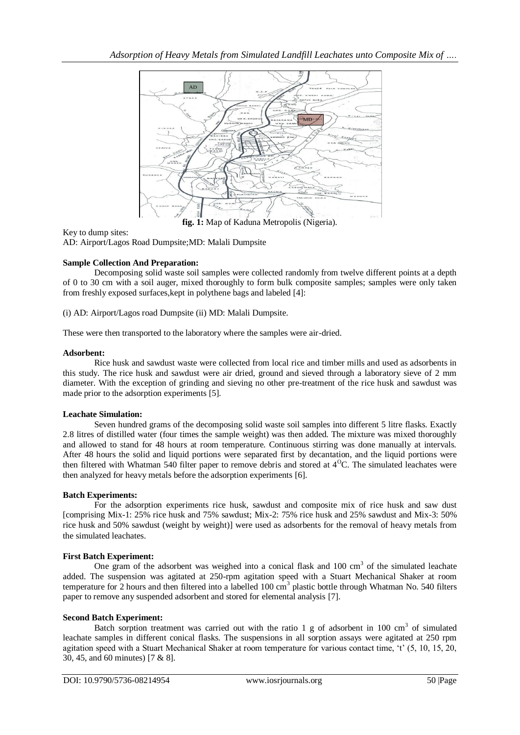**fig. 1:** Map of Kaduna Metropolis (Nigeria).

Key to dump sites:
AD: Airport/Lagos Road Dumpsite;MD: Malali Dumpsite

**Sample Collection And Preparation:**

Decomposing solid waste soil samples were collected randomly from twelve different points at a depth of 0 to 30 cm with a soil auger, mixed thoroughly to form bulk composite samples; samples were only taken from freshly exposed surfaces,kept in polythene bags and labeled [4]:

(i) AD: Airport/Lagos road Dumpsite (ii) MD: Malali Dumpsite.

These were then transported to the laboratory where the samples were air-dried.

**Adsorbent:**

Rice husk and sawdust waste were collected from local rice and timber mills and used as adsorbents in this study. The rice husk and sawdust were air dried, ground and sieved through a laboratory sieve of 2 mm diameter. With the exception of grinding and sieving no other pre-treatment of the rice husk and sawdust was made prior to the adsorption experiments [5].

**Leachate Simulation:**

Seven hundred grams of the decomposing solid waste soil samples into different 5 litre flasks. Exactly 2.8 litres of distilled water (four times the sample weight) was then added. The mixture was mixed thoroughly and allowed to stand for 48 hours at room temperature. Continuous stirring was done manually at intervals. After 48 hours the solid and liquid portions were separated first by decantation, and the liquid portions were then filtered with Whatman 540 filter paper to remove debris and stored at $4^{O}C$. The simulated leachates were then analyzed for heavy metals before the adsorption experiments [6].

**Batch Experiments:**

For the adsorption experiments rice husk, sawdust and composite mix of rice husk and saw dust [comprising Mix-1: 25% rice husk and 75% sawdust; Mix-2: 75% rice husk and 25% sawdust and Mix-3: 50% rice husk and 50% sawdust (weight by weight)] were used as adsorbents for the removal of heavy metals from the simulated leachates.

**First Batch Experiment:**

One gram of the adsorbent was weighed into a conical flask and 100 $cm^3$ of the simulated leachate added. The suspension was agitated at 250-rpm agitation speed with a Stuart Mechanical Shaker at room temperature for 2 hours and then filtered into a labelled 100 $cm^3$ plastic bottle through Whatman No. 540 filters paper to remove any suspended adsorbent and stored for elemental analysis [7].

**Second Batch Experiment:**

Batch sorption treatment was carried out with the ratio 1 g of adsorbent in 100 $cm^3$ of simulated leachate samples in different conical flasks. The suspensions in all sorption assays were agitated at 250 rpm agitation speed with a Stuart Mechanical Shaker at room temperature for various contact time, 't' (5, 10, 15, 20, 30, 45, and 60 minutes) [7 & 8].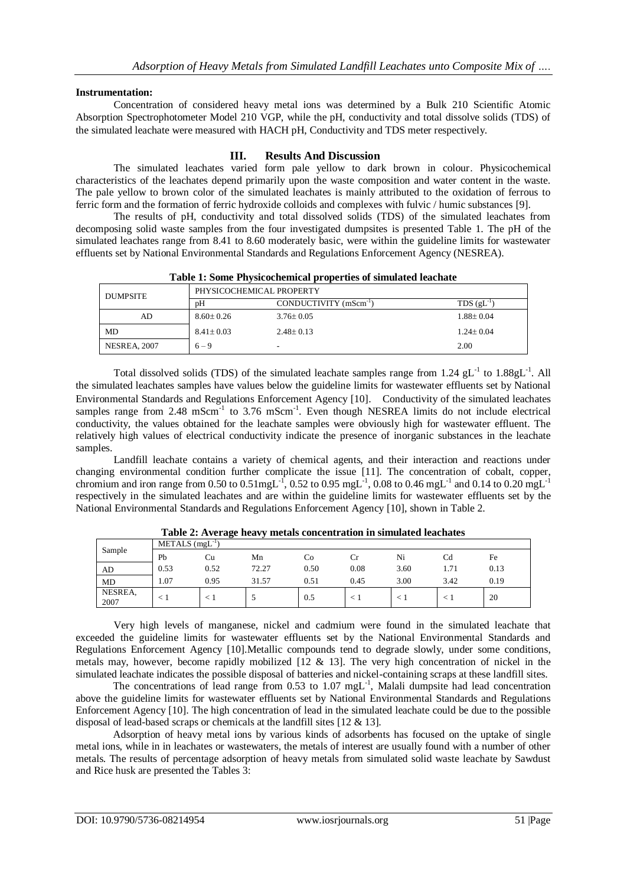### Instrumentation:

Concentration of considered heavy metal ions was determined by a Bulk 210 Scientific Atomic Absorption Spectrophotometer Model 210 VGP, while the pH, conductivity and total dissolve solids (TDS) of the simulated leachate were measured with HACH pH, Conductivity and TDS meter respectively.

## III. Results And Discussion

The simulated leachates varied form pale yellow to dark brown in colour. Physicochemical characteristics of the leachates depend primarily upon the waste composition and water content in the waste. The pale yellow to brown color of the simulated leachates is mainly attributed to the oxidation of ferrous to ferric form and the formation of ferric hydroxide colloids and complexes with fulvic / humic substances [9].

The results of pH, conductivity and total dissolved solids (TDS) of the simulated leachates from decomposing solid waste samples from the four investigated dumpsites is presented Table 1. The pH of the simulated leachates range from 8.41 to 8.60 moderately basic, were within the guideline limits for wastewater effluents set by National Environmental Standards and Regulations Enforcement Agency (NESREA).

**Table 1: Some Physicochemical properties of simulated leachate**

| DUMPSITE | PHYSICOCHEMICAL PROPERTY | | |
|---|---|---|---|
| | pH | CONDUCTIVITY ($mScm^{-1}$) | TDS ($gL^{-1}$) |
| AD | $8.60 \pm 0.26$ | $3.76 \pm 0.05$ | $1.88 \pm 0.04$ |
| MD | $8.41 \pm 0.03$ | $2.48 \pm 0.13$ | $1.24 \pm 0.04$ |
| NESREA, 2007 | 6 – 9 | - | 2.00 |

Total dissolved solids (TDS) of the simulated leachate samples range from 1.24 $gL^{-1}$ to 1.88$gL^{-1}$. All the simulated leachates samples have values below the guideline limits for wastewater effluents set by National Environmental Standards and Regulations Enforcement Agency [10]. Conductivity of the simulated leachates samples range from 2.48 $mScm^{-1}$ to 3.76 $mScm^{-1}$. Even though NESREA limits do not include electrical conductivity, the values obtained for the leachate samples were obviously high for wastewater effluent. The relatively high values of electrical conductivity indicate the presence of inorganic substances in the leachate samples.

Landfill leachate contains a variety of chemical agents, and their interaction and reactions under changing environmental condition further complicate the issue [11]. The concentration of cobalt, copper, chromium and iron range from 0.50 to 0.51$mgL^{-1}$, 0.52 to 0.95 $mgL^{-1}$, 0.08 to 0.46 $mgL^{-1}$ and 0.14 to 0.20 $mgL^{-1}$ respectively in the simulated leachates and are within the guideline limits for wastewater effluents set by the National Environmental Standards and Regulations Enforcement Agency [10], shown in Table 2.

**Table 2: Average heavy metals concentration in simulated leachates**

| Sample | METALS ($mgL^{-1}$) | | | | | | | |
|---|---|---|---|---|---|---|---|---|
| | Pb | Cu | Mn | Co | Cr | Ni | Cd | Fe |
| AD | 0.53 | 0.52 | 72.27 | 0.50 | 0.08 | 3.60 | 1.71 | 0.13 |
| MD | 1.07 | 0.95 | 31.57 | 0.51 | 0.45 | 3.00 | 3.42 | 0.19 |
| NESREA, 2007 | < 1 | < 1 | 5 | 0.5 | < 1 | < 1 | < 1 | 20 |

Very high levels of manganese, nickel and cadmium were found in the simulated leachate that exceeded the guideline limits for wastewater effluents set by the National Environmental Standards and Regulations Enforcement Agency [10].Metallic compounds tend to degrade slowly, under some conditions, metals may, however, become rapidly mobilized [12 & 13]. The very high concentration of nickel in the simulated leachate indicates the possible disposal of batteries and nickel-containing scraps at these landfill sites.

The concentrations of lead range from 0.53 to 1.07 $mgL^{-1}$, Malali dumpsite had lead concentration above the guideline limits for wastewater effluents set by National Environmental Standards and Regulations Enforcement Agency [10]. The high concentration of lead in the simulated leachate could be due to the possible disposal of lead-based scraps or chemicals at the landfill sites [12 & 13].

Adsorption of heavy metal ions by various kinds of adsorbents has focused on the uptake of single metal ions, while in in leachates or wastewaters, the metals of interest are usually found with a number of other metals. The results of percentage adsorption of heavy metals from simulated solid waste leachate by Sawdust and Rice husk are presented the Tables 3: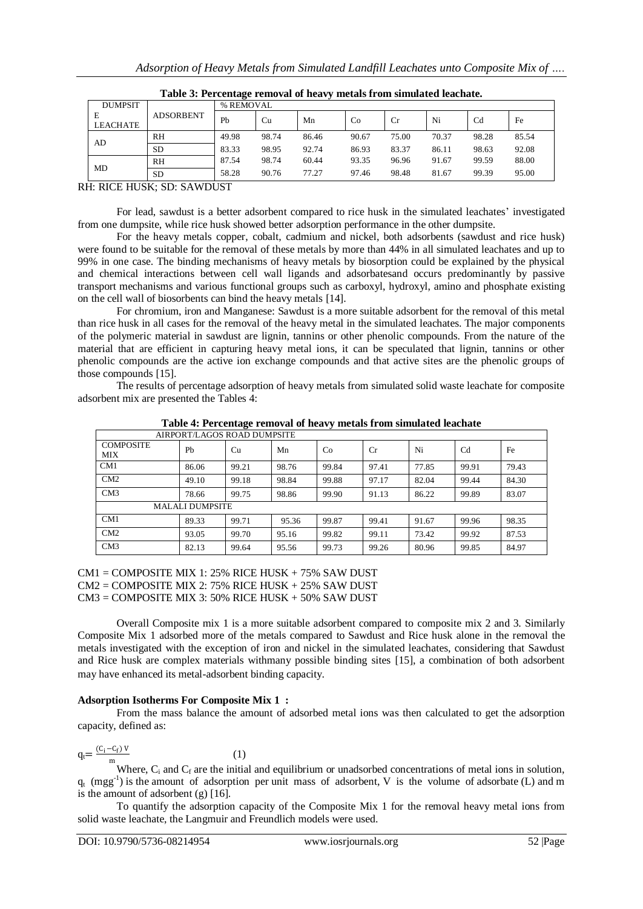**Table 3: Percentage removal of heavy metals from simulated leachate.**

| DUMPSITE LEACHATE | ADSORBENT | % REMOVAL | | | | | | | |
|---|---|---|---|---|---|---|---|---|---|
| | | Pb | Cu | Mn | Co | Cr | Ni | Cd | Fe |
| AD | RH | 49.98 | 98.74 | 86.46 | 90.67 | 75.00 | 70.37 | 98.28 | 85.54 |
| | SD | 83.33 | 98.95 | 92.74 | 86.93 | 83.37 | 86.11 | 98.63 | 92.08 |
| MD | RH | 87.54 | 98.74 | 60.44 | 93.35 | 96.96 | 91.67 | 99.59 | 88.00 |
| | SD | 58.28 | 90.76 | 77.27 | 97.46 | 98.48 | 81.67 | 99.39 | 95.00 |

RH: RICE HUSK; SD: SAWDUST

For lead, sawdust is a better adsorbent compared to rice husk in the simulated leachates' investigated from one dumpsite, while rice husk showed better adsorption performance in the other dumpsite.

For the heavy metals copper, cobalt, cadmium and nickel, both adsorbents (sawdust and rice husk) were found to be suitable for the removal of these metals by more than 44% in all simulated leachates and up to 99% in one case. The binding mechanisms of heavy metals by biosorption could be explained by the physical and chemical interactions between cell wall ligands and adsorbatesand occurs predominantly by passive transport mechanisms and various functional groups such as carboxyl, hydroxyl, amino and phosphate existing on the cell wall of biosorbents can bind the heavy metals [14].

For chromium, iron and Manganese: Sawdust is a more suitable adsorbent for the removal of this metal than rice husk in all cases for the removal of the heavy metal in the simulated leachates. The major components of the polymeric material in sawdust are lignin, tannins or other phenolic compounds. From the nature of the material that are efficient in capturing heavy metal ions, it can be speculated that lignin, tannins or other phenolic compounds are the active ion exchange compounds and that active sites are the phenolic groups of those compounds [15].

The results of percentage adsorption of heavy metals from simulated solid waste leachate for composite adsorbent mix are presented the Tables 4:

**Table 4: Percentage removal of heavy metals from simulated leachate**

| COMPOSITE MIX | Pb | Cu | Mn | Co | Cr | Ni | Cd | Fe |
|---|---|---|---|---|---|---|---|---|
| AIRPORT/LAGOS ROAD DUMPSITE | | | | | | | | |
| CM1 | 86.06 | 99.21 | 98.76 | 99.84 | 97.41 | 77.85 | 99.91 | 79.43 |
| CM2 | 49.10 | 99.18 | 98.84 | 99.88 | 97.17 | 82.04 | 99.44 | 84.30 |
| CM3 | 78.66 | 99.75 | 98.86 | 99.90 | 91.13 | 86.22 | 99.89 | 83.07 |
| MALALI DUMPSITE | | | | | | | | |
| CM1 | 89.33 | 99.71 | 95.36 | 99.87 | 99.41 | 91.67 | 99.96 | 98.35 |
| CM2 | 93.05 | 99.70 | 95.16 | 99.82 | 99.11 | 73.42 | 99.92 | 87.53 |
| CM3 | 82.13 | 99.64 | 95.56 | 99.73 | 99.26 | 80.96 | 99.85 | 84.97 |

CM1 = COMPOSITE MIX 1: 25% RICE HUSK + 75% SAW DUST
CM2 = COMPOSITE MIX 2: 75% RICE HUSK + 25% SAW DUST
CM3 = COMPOSITE MIX 3: 50% RICE HUSK + 50% SAW DUST

Overall Composite mix 1 is a more suitable adsorbent compared to composite mix 2 and 3. Similarly Composite Mix 1 adsorbed more of the metals compared to Sawdust and Rice husk alone in the removal the metals investigated with the exception of iron and nickel in the simulated leachates, considering that Sawdust and Rice husk are complex materials withmany possible binding sites [15], a combination of both adsorbent may have enhanced its metal-adsorbent binding capacity.

**Adsorption Isotherms For Composite Mix 1 :**

From the mass balance the amount of adsorbed metal ions was then calculated to get the adsorption capacity, defined as:

$$q_t = \frac{(C_i - C_f)\,V}{m} \qquad (1)$$

Where, $C_i$ and $C_f$ are the initial and equilibrium or unadsorbed concentrations of metal ions in solution, $q_t$ ($mgg^{-1}$) is the amount of adsorption per unit mass of adsorbent, V is the volume of adsorbate (L) and m is the amount of adsorbent (g) [16].

To quantify the adsorption capacity of the Composite Mix 1 for the removal heavy metal ions from solid waste leachate, the Langmuir and Freundlich models were used.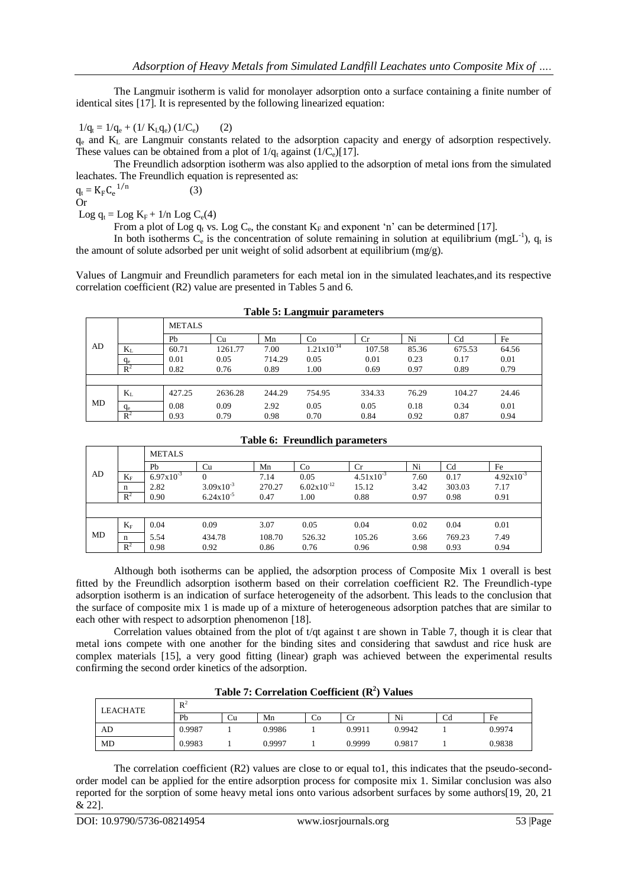The Langmuir isotherm is valid for monolayer adsorption onto a surface containing a finite number of identical sites [17]. It is represented by the following linearized equation:

$$1/q_t = 1/q_e + (1/ K_L q_e)(1/C_e) \quad (2)$$

$q_e$ and $K_L$ are Langmuir constants related to the adsorption capacity and energy of adsorption respectively. These values can be obtained from a plot of $1/q_t$ against $(1/C_e)$[17].

The Freundlich adsorption isotherm was also applied to the adsorption of metal ions from the simulated leachates. The Freundlich equation is represented as:

$$q_t = K_F C_e^{1/n} \quad (3)$$

Or

$$\text{Log } q_t = \text{Log } K_F + 1/n \text{ Log } C_e \quad (4)$$

From a plot of Log $q_t$ vs. Log $C_e$, the constant $K_F$ and exponent 'n' can be determined [17].

In both isotherms $C_e$ is the concentration of solute remaining in solution at equilibrium ($mgL^{-1}$), $q_t$ is the amount of solute adsorbed per unit weight of solid adsorbent at equilibrium (mg/g).

Values of Langmuir and Freundlich parameters for each metal ion in the simulated leachates,and its respective correlation coefficient (R2) value are presented in Tables 5 and 6.

**Table 5: Langmuir parameters**

| | | METALS | | | | | | | |
|---|---|---|---|---|---|---|---|---|---|
| | | Pb | Cu | Mn | Co | Cr | Ni | Cd | Fe |
| AD | $K_L$ | 60.71 | 1261.77 | 7.00 | $1.21\times10^{-14}$ | 107.58 | 85.36 | 675.53 | 64.56 |
| | $q_e$ | 0.01 | 0.05 | 714.29 | 0.05 | 0.01 | 0.23 | 0.17 | 0.01 |
| | $R^2$ | 0.82 | 0.76 | 0.89 | 1.00 | 0.69 | 0.97 | 0.89 | 0.79 |
| MD | $K_L$ | 427.25 | 2636.28 | 244.29 | 754.95 | 334.33 | 76.29 | 104.27 | 24.46 |
| | $q_e$ | 0.08 | 0.09 | 2.92 | 0.05 | 0.05 | 0.18 | 0.34 | 0.01 |
| | $R^2$ | 0.93 | 0.79 | 0.98 | 0.70 | 0.84 | 0.92 | 0.87 | 0.94 |

**Table 6: Freundlich parameters**

| | | METALS | | | | | | | |
|---|---|---|---|---|---|---|---|---|---|
| | | Pb | Cu | Mn | Co | Cr | Ni | Cd | Fe |
| AD | $K_F$ | $6.97\times10^{-3}$ | 0 | 7.14 | 0.05 | $4.51\times10^{-3}$ | 7.60 | 0.17 | $4.92\times10^{-3}$ |
| | n | 2.82 | $3.09\times10^{-3}$ | 270.27 | $6.02\times10^{-12}$ | 15.12 | 3.42 | 303.03 | 7.17 |
| | $R^2$ | 0.90 | $6.24\times10^{-5}$ | 0.47 | 1.00 | 0.88 | 0.97 | 0.98 | 0.91 |
| MD | $K_F$ | 0.04 | 0.09 | 3.07 | 0.05 | 0.04 | 0.02 | 0.04 | 0.01 |
| | n | 5.54 | 434.78 | 108.70 | 526.32 | 105.26 | 3.66 | 769.23 | 7.49 |
| | $R^2$ | 0.98 | 0.92 | 0.86 | 0.76 | 0.96 | 0.98 | 0.93 | 0.94 |

Although both isotherms can be applied, the adsorption process of Composite Mix 1 overall is best fitted by the Freundlich adsorption isotherm based on their correlation coefficient R2. The Freundlich-type adsorption isotherm is an indication of surface heterogeneity of the adsorbent. This leads to the conclusion that the surface of composite mix 1 is made up of a mixture of heterogeneous adsorption patches that are similar to each other with respect to adsorption phenomenon [18].

Correlation values obtained from the plot of t/qt against t are shown in Table 7, though it is clear that metal ions compete with one another for the binding sites and considering that sawdust and rice husk are complex materials [15], a very good fitting (linear) graph was achieved between the experimental results confirming the second order kinetics of the adsorption.

**Table 7: Correlation Coefficient ($R^2$) Values**

| LEACHATE | $R^2$ | | | | | | | |
|---|---|---|---|---|---|---|---|---|
| | Pb | Cu | Mn | Co | Cr | Ni | Cd | Fe |
| AD | 0.9987 | 1 | 0.9986 | 1 | 0.9911 | 0.9942 | 1 | 0.9974 |
| MD | 0.9983 | 1 | 0.9997 | 1 | 0.9999 | 0.9817 | 1 | 0.9838 |

The correlation coefficient (R2) values are close to or equal to1, this indicates that the pseudo-second-order model can be applied for the entire adsorption process for composite mix 1. Similar conclusion was also reported for the sorption of some heavy metal ions onto various adsorbent surfaces by some authors[19, 20, 21 & 22].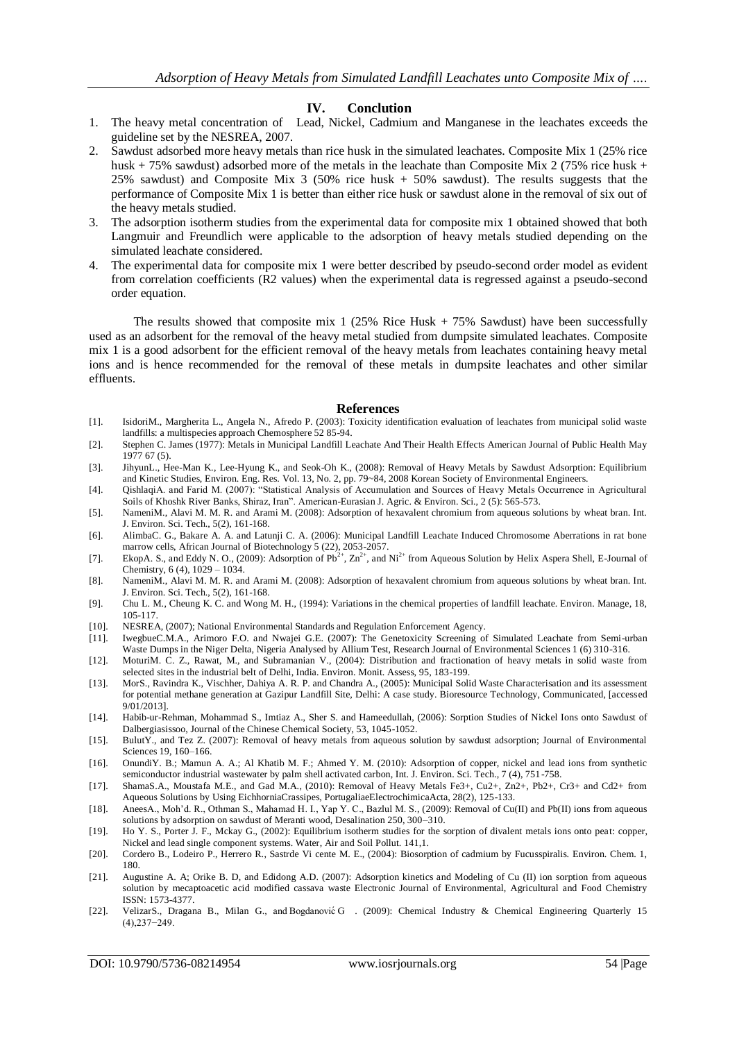## IV. Conclution

1. The heavy metal concentration of Lead, Nickel, Cadmium and Manganese in the leachates exceeds the guideline set by the NESREA, 2007.
2. Sawdust adsorbed more heavy metals than rice husk in the simulated leachates. Composite Mix 1 (25% rice husk + 75% sawdust) adsorbed more of the metals in the leachate than Composite Mix 2 (75% rice husk + 25% sawdust) and Composite Mix 3 (50% rice husk + 50% sawdust). The results suggests that the performance of Composite Mix 1 is better than either rice husk or sawdust alone in the removal of six out of the heavy metals studied.
3. The adsorption isotherm studies from the experimental data for composite mix 1 obtained showed that both Langmuir and Freundlich were applicable to the adsorption of heavy metals studied depending on the simulated leachate considered.
4. The experimental data for composite mix 1 were better described by pseudo-second order model as evident from correlation coefficients (R2 values) when the experimental data is regressed against a pseudo-second order equation.

The results showed that composite mix 1 (25% Rice Husk + 75% Sawdust) have been successfully used as an adsorbent for the removal of the heavy metal studied from dumpsite simulated leachates. Composite mix 1 is a good adsorbent for the efficient removal of the heavy metals from leachates containing heavy metal ions and is hence recommended for the removal of these metals in dumpsite leachates and other similar effluents.

## References

[1]. IsidoriM., Margherita L., Angela N., Afredo P. (2003): Toxicity identification evaluation of leachates from municipal solid waste landfills: a multispecies approach Chemosphere 52 85-94.

[2]. Stephen C. James (1977): Metals in Municipal Landfill Leachate And Their Health Effects American Journal of Public Health May 1977 67 (5).

[3]. JihyunL., Hee-Man K., Lee-Hyung K., and Seok-Oh K., (2008): Removal of Heavy Metals by Sawdust Adsorption: Equilibrium and Kinetic Studies, Environ. Eng. Res. Vol. 13, No. 2, pp. 79~84, 2008 Korean Society of Environmental Engineers.

[4]. QishlaqiA. and Farid M. (2007): "Statistical Analysis of Accumulation and Sources of Heavy Metals Occurrence in Agricultural Soils of Khoshk River Banks, Shiraz, Iran". American-Eurasian J. Agric. & Environ. Sci., 2 (5): 565-573.

[5]. NameniM., Alavi M. M. R. and Arami M. (2008): Adsorption of hexavalent chromium from aqueous solutions by wheat bran. Int. J. Environ. Sci. Tech., 5(2), 161-168.

[6]. AlimbaC. G., Bakare A. A. and Latunji C. A. (2006): Municipal Landfill Leachate Induced Chromosome Aberrations in rat bone marrow cells, African Journal of Biotechnology 5 (22), 2053-2057.

[7]. EkopA. S., and Eddy N. O., (2009): Adsorption of $Pb^{2+}$, $Zn^{2+}$, and $Ni^{2+}$ from Aqueous Solution by Helix Aspera Shell, E-Journal of Chemistry, 6 (4), 1029 – 1034.

[8]. NameniM., Alavi M. M. R. and Arami M. (2008): Adsorption of hexavalent chromium from aqueous solutions by wheat bran. Int. J. Environ. Sci. Tech., 5(2), 161-168.

[9]. Chu L. M., Cheung K. C. and Wong M. H., (1994): Variations in the chemical properties of landfill leachate. Environ. Manage, 18, 105-117.

[10]. NESREA, (2007); National Environmental Standards and Regulation Enforcement Agency.

[11]. IwegbueC.M.A., Arimoro F.O. and Nwajei G.E. (2007): The Genetoxicity Screening of Simulated Leachate from Semi-urban Waste Dumps in the Niger Delta, Nigeria Analysed by Allium Test, Research Journal of Environmental Sciences 1 (6) 310-316.

[12]. MoturiM. C. Z., Rawat, M., and Subramanian V., (2004): Distribution and fractionation of heavy metals in solid waste from selected sites in the industrial belt of Delhi, India. Environ. Monit. Assess, 95, 183-199.

[13]. MorS., Ravindra K., Vischher, Dahiya A. R. P. and Chandra A., (2005): Municipal Solid Waste Characterisation and its assessment for potential methane generation at Gazipur Landfill Site, Delhi: A case study. Bioresource Technology, Communicated, [accessed 9/01/2013].

[14]. Habib-ur-Rehman, Mohammad S., Imtiaz A., Sher S. and Hameedullah, (2006): Sorption Studies of Nickel Ions onto Sawdust of Dalbergiasissoo, Journal of the Chinese Chemical Society, 53, 1045-1052.

[15]. BulutY., and Tez Z. (2007): Removal of heavy metals from aqueous solution by sawdust adsorption; Journal of Environmental Sciences 19, 160–166.

[16]. OnundiY. B.; Mamun A. A.; Al Khatib M. F.; Ahmed Y. M. (2010): Adsorption of copper, nickel and lead ions from synthetic semiconductor industrial wastewater by palm shell activated carbon, Int. J. Environ. Sci. Tech., 7 (4), 751-758.

[17]. ShamaS.A., Moustafa M.E., and Gad M.A., (2010): Removal of Heavy Metals Fe3+, Cu2+, Zn2+, Pb2+, Cr3+ and Cd2+ from Aqueous Solutions by Using EichhorniaCrassipes, PortugaliaeElectrochimicaActa, 28(2), 125-133.

[18]. AneesA., Moh'd. R., Othman S., Mahamad H. I., Yap Y. C., Bazlul M. S., (2009): Removal of Cu(II) and Pb(II) ions from aqueous solutions by adsorption on sawdust of Meranti wood, Desalination 250, 300–310.

[19]. Ho Y. S., Porter J. F., Mckay G., (2002): Equilibrium isotherm studies for the sorption of divalent metals ions onto peat: copper, Nickel and lead single component systems. Water, Air and Soil Pollut. 141,1.

[20]. Cordero B., Lodeiro P., Herrero R., Sastrde Vi cente M. E., (2004): Biosorption of cadmium by Fucusspiralis. Environ. Chem. 1, 180.

[21]. Augustine A. A; Orike B. D, and Edidong A.D. (2007): Adsorption kinetics and Modeling of Cu (II) ion sorption from aqueous solution by mecaptoacetic acid modified cassava waste Electronic Journal of Environmental, Agricultural and Food Chemistry ISSN: 1573-4377.

[22]. VelizarS., Dragana B., Milan G., and Bogdanović G . (2009): Chemical Industry & Chemical Engineering Quarterly 15 (4),237−249.